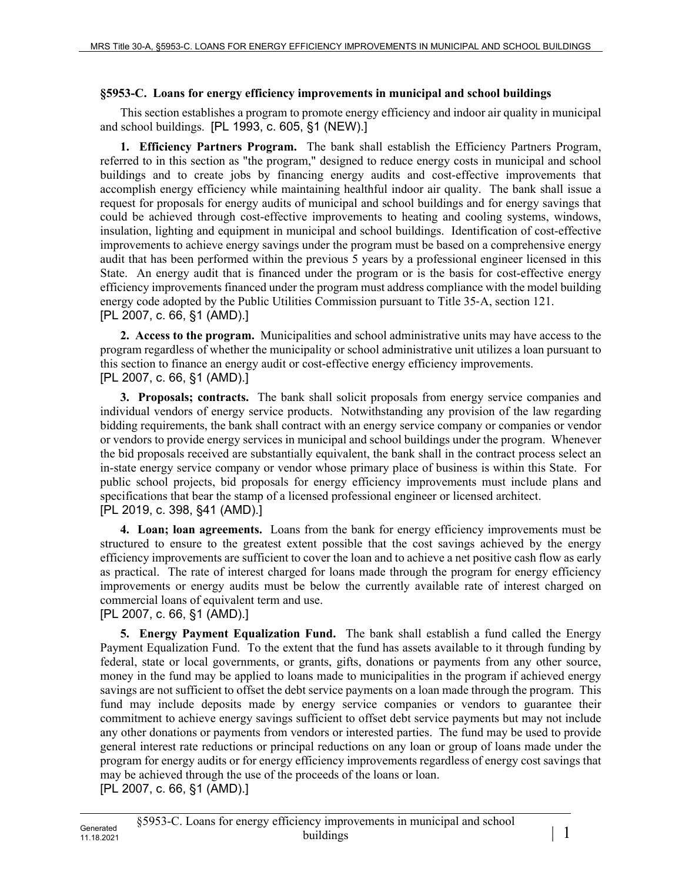## §5953-C. Loans for energy efficiency improvements in municipal and school buildings

This section establishes a program to promote energy efficiency and indoor air quality in municipal and school buildings. [PL 1993, c. 605, §1 (NEW).]

**1. Efficiency Partners Program.** The bank shall establish the Efficiency Partners Program, referred to in this section as "the program," designed to reduce energy costs in municipal and school buildings and to create jobs by financing energy audits and cost-effective improvements that accomplish energy efficiency while maintaining healthful indoor air quality. The bank shall issue a request for proposals for energy audits of municipal and school buildings and for energy savings that could be achieved through cost-effective improvements to heating and cooling systems, windows, insulation, lighting and equipment in municipal and school buildings. Identification of cost-effective improvements to achieve energy savings under the program must be based on a comprehensive energy audit that has been performed within the previous 5 years by a professional engineer licensed in this State. An energy audit that is financed under the program or is the basis for cost-effective energy efficiency improvements financed under the program must address compliance with the model building energy code adopted by the Public Utilities Commission pursuant to Title 35-A, section 121.
[PL 2007, c. 66, §1 (AMD).]

**2. Access to the program.** Municipalities and school administrative units may have access to the program regardless of whether the municipality or school administrative unit utilizes a loan pursuant to this section to finance an energy audit or cost-effective energy efficiency improvements.
[PL 2007, c. 66, §1 (AMD).]

**3. Proposals; contracts.** The bank shall solicit proposals from energy service companies and individual vendors of energy service products. Notwithstanding any provision of the law regarding bidding requirements, the bank shall contract with an energy service company or companies or vendor or vendors to provide energy services in municipal and school buildings under the program. Whenever the bid proposals received are substantially equivalent, the bank shall in the contract process select an in-state energy service company or vendor whose primary place of business is within this State. For public school projects, bid proposals for energy efficiency improvements must include plans and specifications that bear the stamp of a licensed professional engineer or licensed architect.
[PL 2019, c. 398, §41 (AMD).]

**4. Loan; loan agreements.** Loans from the bank for energy efficiency improvements must be structured to ensure to the greatest extent possible that the cost savings achieved by the energy efficiency improvements are sufficient to cover the loan and to achieve a net positive cash flow as early as practical. The rate of interest charged for loans made through the program for energy efficiency improvements or energy audits must be below the currently available rate of interest charged on commercial loans of equivalent term and use.
[PL 2007, c. 66, §1 (AMD).]

**5. Energy Payment Equalization Fund.** The bank shall establish a fund called the Energy Payment Equalization Fund. To the extent that the fund has assets available to it through funding by federal, state or local governments, or grants, gifts, donations or payments from any other source, money in the fund may be applied to loans made to municipalities in the program if achieved energy savings are not sufficient to offset the debt service payments on a loan made through the program. This fund may include deposits made by energy service companies or vendors to guarantee their commitment to achieve energy savings sufficient to offset debt service payments but may not include any other donations or payments from vendors or interested parties. The fund may be used to provide general interest rate reductions or principal reductions on any loan or group of loans made under the program for energy audits or for energy efficiency improvements regardless of energy cost savings that may be achieved through the use of the proceeds of the loans or loan.
[PL 2007, c. 66, §1 (AMD).]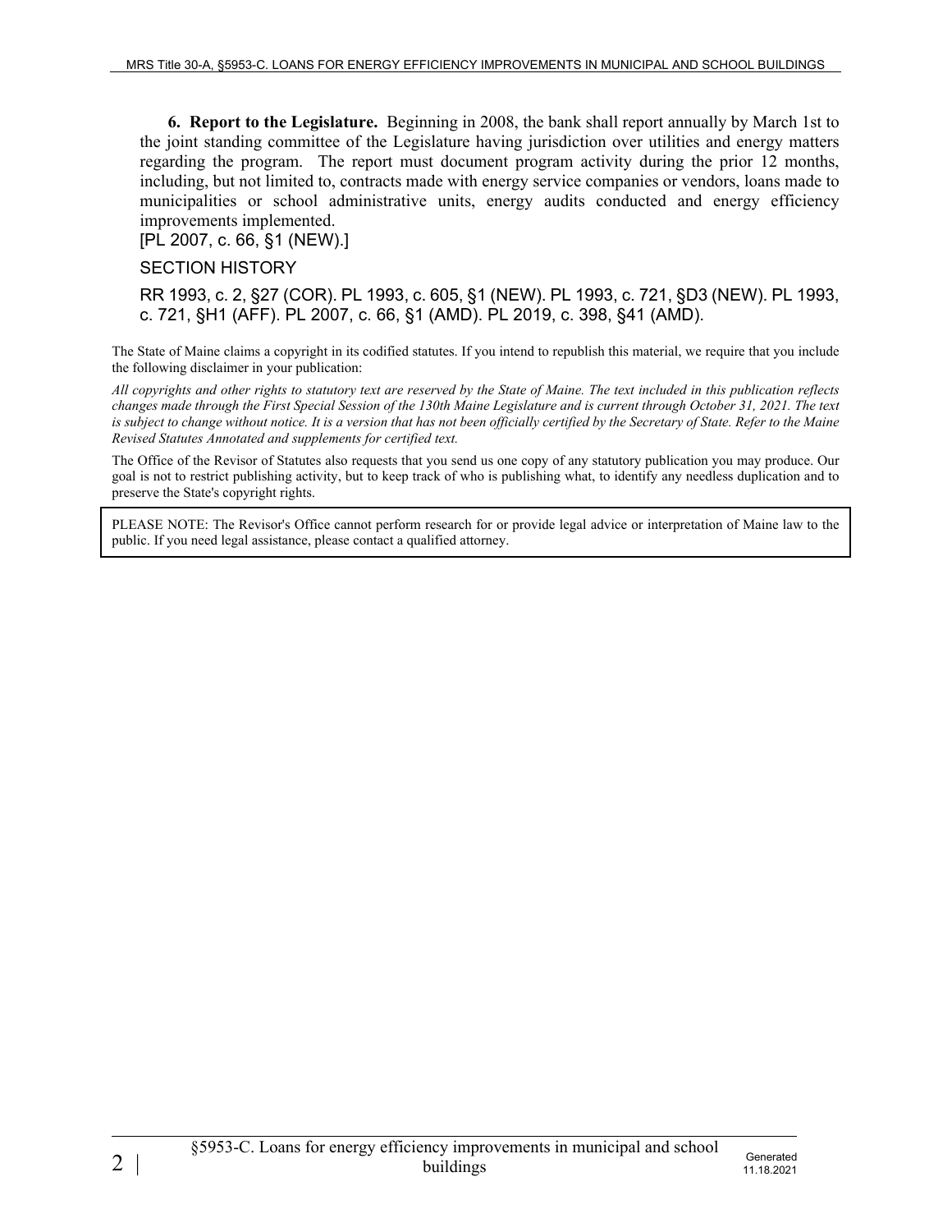**6. Report to the Legislature.** Beginning in 2008, the bank shall report annually by March 1st to the joint standing committee of the Legislature having jurisdiction over utilities and energy matters regarding the program. The report must document program activity during the prior 12 months, including, but not limited to, contracts made with energy service companies or vendors, loans made to municipalities or school administrative units, energy audits conducted and energy efficiency improvements implemented.

[PL 2007, c. 66, §1 (NEW).]

SECTION HISTORY

RR 1993, c. 2, §27 (COR). PL 1993, c. 605, §1 (NEW). PL 1993, c. 721, §D3 (NEW). PL 1993, c. 721, §H1 (AFF). PL 2007, c. 66, §1 (AMD). PL 2019, c. 398, §41 (AMD).

The State of Maine claims a copyright in its codified statutes. If you intend to republish this material, we require that you include the following disclaimer in your publication:

*All copyrights and other rights to statutory text are reserved by the State of Maine. The text included in this publication reflects changes made through the First Special Session of the 130th Maine Legislature and is current through October 31, 2021. The text is subject to change without notice. It is a version that has not been officially certified by the Secretary of State. Refer to the Maine Revised Statutes Annotated and supplements for certified text.*

The Office of the Revisor of Statutes also requests that you send us one copy of any statutory publication you may produce. Our goal is not to restrict publishing activity, but to keep track of who is publishing what, to identify any needless duplication and to preserve the State's copyright rights.

PLEASE NOTE: The Revisor's Office cannot perform research for or provide legal advice or interpretation of Maine law to the public. If you need legal assistance, please contact a qualified attorney.